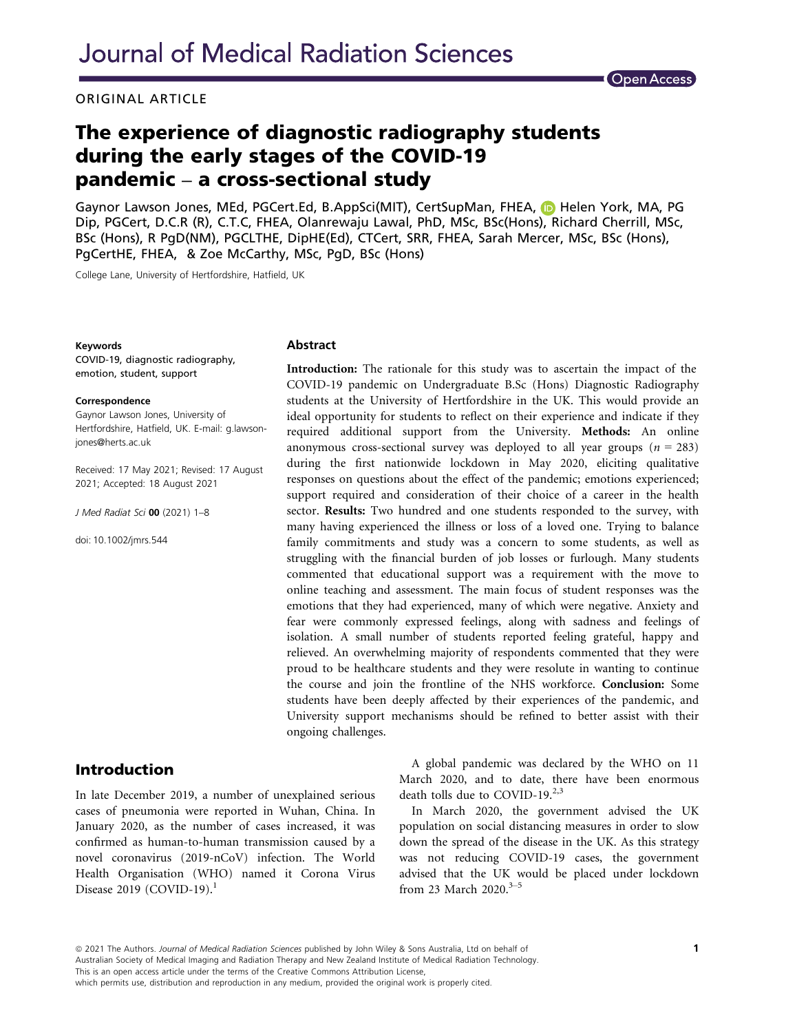Journal of Medical Radiation Sciences

Open Access

ORIGINAL ARTICLE

# The experience of diagnostic radiography students during the early stages of the COVID-19 pandemic – a cross-sectional study

Gaynor Lawson Jones, MEd, PGCert.Ed, B.AppSci(MIT), CertSupMan, FHEA, Helen York, MA, PG Dip, PGCert, D.C.R (R), C.T.C, FHEA, Olanrewaju Lawal, PhD, MSc, BSc(Hons), Richard Cherrill, MSc, BSc (Hons), R PgD(NM), PGCLTHE, DipHE(Ed), CTCert, SRR, FHEA, Sarah Mercer, MSc, BSc (Hons), PgCertHE, FHEA, & Zoe McCarthy, MSc, PgD, BSc (Hons)

College Lane, University of Hertfordshire, Hatfield, UK

**Keywords**
COVID-19, diagnostic radiography, emotion, student, support

**Correspondence**
Gaynor Lawson Jones, University of Hertfordshire, Hatfield, UK. E-mail: g.lawson-jones@herts.ac.uk

Received: 17 May 2021; Revised: 17 August 2021; Accepted: 18 August 2021

*J Med Radiat Sci* **00** (2021) 1–8

doi: 10.1002/jmrs.544

## Abstract

**Introduction:** The rationale for this study was to ascertain the impact of the COVID-19 pandemic on Undergraduate B.Sc (Hons) Diagnostic Radiography students at the University of Hertfordshire in the UK. This would provide an ideal opportunity for students to reflect on their experience and indicate if they required additional support from the University. **Methods:** An online anonymous cross-sectional survey was deployed to all year groups ($n = 283$) during the first nationwide lockdown in May 2020, eliciting qualitative responses on questions about the effect of the pandemic; emotions experienced; support required and consideration of their choice of a career in the health sector. **Results:** Two hundred and one students responded to the survey, with many having experienced the illness or loss of a loved one. Trying to balance family commitments and study was a concern to some students, as well as struggling with the financial burden of job losses or furlough. Many students commented that educational support was a requirement with the move to online teaching and assessment. The main focus of student responses was the emotions that they had experienced, many of which were negative. Anxiety and fear were commonly expressed feelings, along with sadness and feelings of isolation. A small number of students reported feeling grateful, happy and relieved. An overwhelming majority of respondents commented that they were proud to be healthcare students and they were resolute in wanting to continue the course and join the frontline of the NHS workforce. **Conclusion:** Some students have been deeply affected by their experiences of the pandemic, and University support mechanisms should be refined to better assist with their ongoing challenges.

## Introduction

In late December 2019, a number of unexplained serious cases of pneumonia were reported in Wuhan, China. In January 2020, as the number of cases increased, it was confirmed as human-to-human transmission caused by a novel coronavirus (2019-nCoV) infection. The World Health Organisation (WHO) named it Corona Virus Disease 2019 (COVID-19).[1]

A global pandemic was declared by the WHO on 11 March 2020, and to date, there have been enormous death tolls due to COVID-19.[2,3]

In March 2020, the government advised the UK population on social distancing measures in order to slow down the spread of the disease in the UK. As this strategy was not reducing COVID-19 cases, the government advised that the UK would be placed under lockdown from 23 March 2020.[3–5]

© 2021 The Authors. *Journal of Medical Radiation Sciences* published by John Wiley & Sons Australia, Ltd on behalf of Australian Society of Medical Imaging and Radiation Therapy and New Zealand Institute of Medical Radiation Technology. This is an open access article under the terms of the Creative Commons Attribution License, which permits use, distribution and reproduction in any medium, provided the original work is properly cited.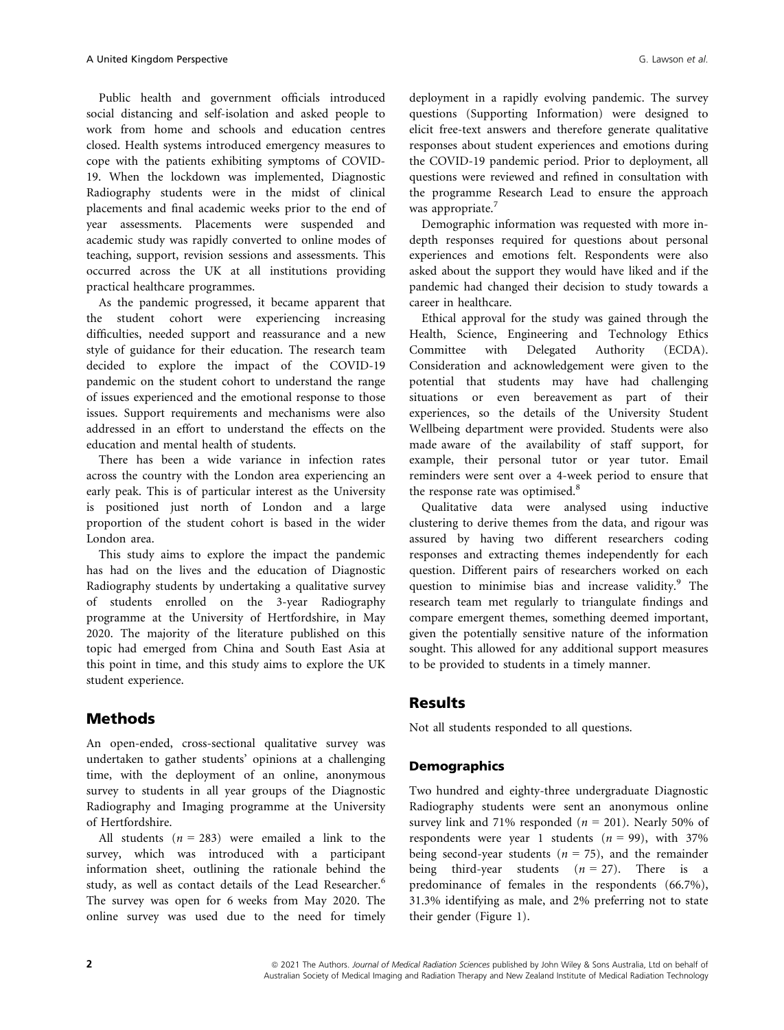Public health and government officials introduced social distancing and self-isolation and asked people to work from home and schools and education centres closed. Health systems introduced emergency measures to cope with the patients exhibiting symptoms of COVID-19. When the lockdown was implemented, Diagnostic Radiography students were in the midst of clinical placements and final academic weeks prior to the end of year assessments. Placements were suspended and academic study was rapidly converted to online modes of teaching, support, revision sessions and assessments. This occurred across the UK at all institutions providing practical healthcare programmes.

As the pandemic progressed, it became apparent that the student cohort were experiencing increasing difficulties, needed support and reassurance and a new style of guidance for their education. The research team decided to explore the impact of the COVID-19 pandemic on the student cohort to understand the range of issues experienced and the emotional response to those issues. Support requirements and mechanisms were also addressed in an effort to understand the effects on the education and mental health of students.

There has been a wide variance in infection rates across the country with the London area experiencing an early peak. This is of particular interest as the University is positioned just north of London and a large proportion of the student cohort is based in the wider London area.

This study aims to explore the impact the pandemic has had on the lives and the education of Diagnostic Radiography students by undertaking a qualitative survey of students enrolled on the 3-year Radiography programme at the University of Hertfordshire, in May 2020. The majority of the literature published on this topic had emerged from China and South East Asia at this point in time, and this study aims to explore the UK student experience.

## Methods

An open-ended, cross-sectional qualitative survey was undertaken to gather students' opinions at a challenging time, with the deployment of an online, anonymous survey to students in all year groups of the Diagnostic Radiography and Imaging programme at the University of Hertfordshire.

All students ($n$ = 283) were emailed a link to the survey, which was introduced with a participant information sheet, outlining the rationale behind the study, as well as contact details of the Lead Researcher.[6] The survey was open for 6 weeks from May 2020. The online survey was used due to the need for timely deployment in a rapidly evolving pandemic. The survey questions (Supporting Information) were designed to elicit free-text answers and therefore generate qualitative responses about student experiences and emotions during the COVID-19 pandemic period. Prior to deployment, all questions were reviewed and refined in consultation with the programme Research Lead to ensure the approach was appropriate.[7]

Demographic information was requested with more in-depth responses required for questions about personal experiences and emotions felt. Respondents were also asked about the support they would have liked and if the pandemic had changed their decision to study towards a career in healthcare.

Ethical approval for the study was gained through the Health, Science, Engineering and Technology Ethics Committee with Delegated Authority (ECDA). Consideration and acknowledgement were given to the potential that students may have had challenging situations or even bereavement as part of their experiences, so the details of the University Student Wellbeing department were provided. Students were also made aware of the availability of staff support, for example, their personal tutor or year tutor. Email reminders were sent over a 4-week period to ensure that the response rate was optimised.[8]

Qualitative data were analysed using inductive clustering to derive themes from the data, and rigour was assured by having two different researchers coding responses and extracting themes independently for each question. Different pairs of researchers worked on each question to minimise bias and increase validity.[9] The research team met regularly to triangulate findings and compare emergent themes, something deemed important, given the potentially sensitive nature of the information sought. This allowed for any additional support measures to be provided to students in a timely manner.

## Results

Not all students responded to all questions.

### Demographics

Two hundred and eighty-three undergraduate Diagnostic Radiography students were sent an anonymous online survey link and 71% responded ($n$ = 201). Nearly 50% of respondents were year 1 students ($n$ = 99), with 37% being second-year students ($n$ = 75), and the remainder being third-year students ($n$ = 27). There is a predominance of females in the respondents (66.7%), 31.3% identifying as male, and 2% preferring not to state their gender (Figure 1).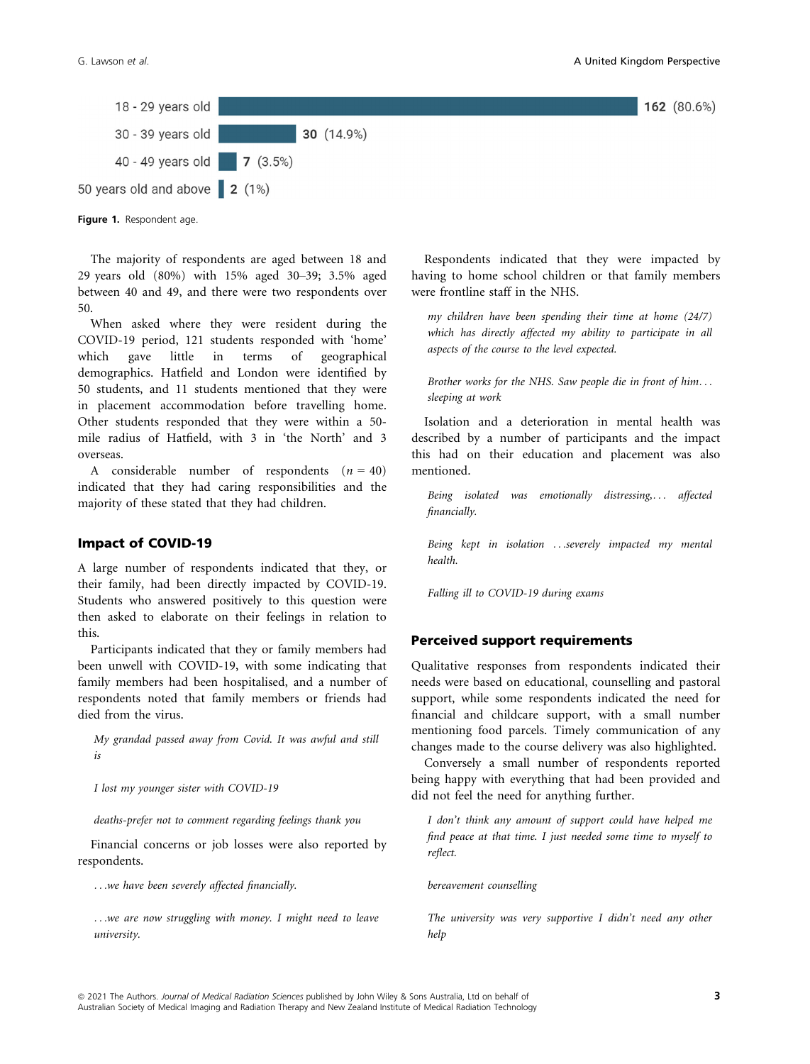| Age | Count |
| --- | --- |
| 18 - 29 years old | 162 (80.6%) |
| 30 - 39 years old | 30 (14.9%) |
| 40 - 49 years old | 7 (3.5%) |
| 50 years old and above | 2 (1%) |

**Figure 1.** Respondent age.

The majority of respondents are aged between 18 and 29 years old (80%) with 15% aged 30–39; 3.5% aged between 40 and 49, and there were two respondents over 50.

When asked where they were resident during the COVID-19 period, 121 students responded with 'home' which gave little in terms of geographical demographics. Hatfield and London were identified by 50 students, and 11 students mentioned that they were in placement accommodation before travelling home. Other students responded that they were within a 50-mile radius of Hatfield, with 3 in 'the North' and 3 overseas.

A considerable number of respondents ($n = 40$) indicated that they had caring responsibilities and the majority of these stated that they had children.

## Impact of COVID-19

A large number of respondents indicated that they, or their family, had been directly impacted by COVID-19. Students who answered positively to this question were then asked to elaborate on their feelings in relation to this.

Participants indicated that they or family members had been unwell with COVID-19, with some indicating that family members had been hospitalised, and a number of respondents noted that family members or friends had died from the virus.

> *My grandad passed away from Covid. It was awful and still is*

> *I lost my younger sister with COVID-19*

> *deaths-prefer not to comment regarding feelings thank you*

Financial concerns or job losses were also reported by respondents.

> *...we have been severely affected financially.*

> *...we are now struggling with money. I might need to leave university.*

Respondents indicated that they were impacted by having to home school children or that family members were frontline staff in the NHS.

> *my children have been spending their time at home (24/7) which has directly affected my ability to participate in all aspects of the course to the level expected.*

> *Brother works for the NHS. Saw people die in front of him... sleeping at work*

Isolation and a deterioration in mental health was described by a number of participants and the impact this had on their education and placement was also mentioned.

> *Being isolated was emotionally distressing,... affected financially.*

> *Being kept in isolation ...severely impacted my mental health.*

> *Falling ill to COVID-19 during exams*

## Perceived support requirements

Qualitative responses from respondents indicated their needs were based on educational, counselling and pastoral support, while some respondents indicated the need for financial and childcare support, with a small number mentioning food parcels. Timely communication of any changes made to the course delivery was also highlighted.

Conversely a small number of respondents reported being happy with everything that had been provided and did not feel the need for anything further.

> *I don't think any amount of support could have helped me find peace at that time. I just needed some time to myself to reflect.*

> *bereavement counselling*

> *The university was very supportive I didn't need any other help*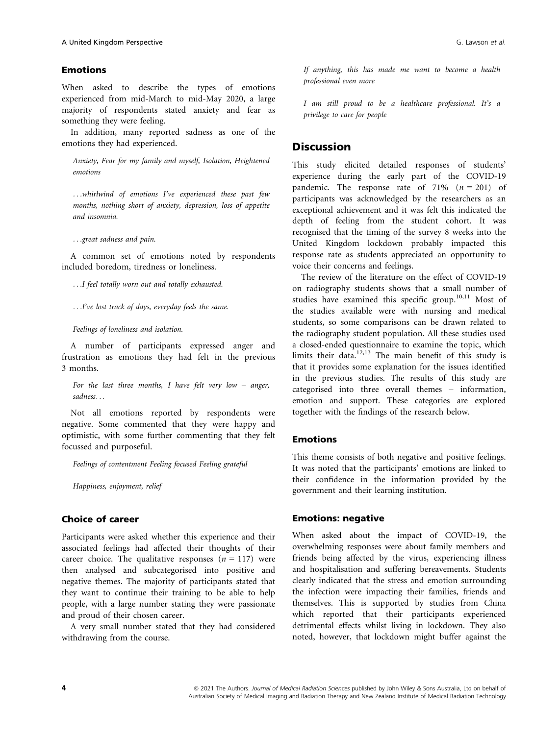### Emotions

When asked to describe the types of emotions experienced from mid-March to mid-May 2020, a large majority of respondents stated anxiety and fear as something they were feeling.

In addition, many reported sadness as one of the emotions they had experienced.

> *Anxiety, Fear for my family and myself, Isolation, Heightened emotions*

> *...whirlwind of emotions I've experienced these past few months, nothing short of anxiety, depression, loss of appetite and insomnia.*

> *...great sadness and pain.*

A common set of emotions noted by respondents included boredom, tiredness or loneliness.

> *...I feel totally worn out and totally exhausted.*

> *...I've lost track of days, everyday feels the same.*

> *Feelings of loneliness and isolation.*

A number of participants expressed anger and frustration as emotions they had felt in the previous 3 months.

> *For the last three months, I have felt very low – anger, sadness...*

Not all emotions reported by respondents were negative. Some commented that they were happy and optimistic, with some further commenting that they felt focussed and purposeful.

> *Feelings of contentment Feeling focused Feeling grateful*

> *Happiness, enjoyment, relief*

### Choice of career

Participants were asked whether this experience and their associated feelings had affected their thoughts of their career choice. The qualitative responses ($n$ = 117) were then analysed and subcategorised into positive and negative themes. The majority of participants stated that they want to continue their training to be able to help people, with a large number stating they were passionate and proud of their chosen career.

A very small number stated that they had considered withdrawing from the course.

> *If anything, this has made me want to become a health professional even more*

> *I am still proud to be a healthcare professional. It's a privilege to care for people*

## Discussion

This study elicited detailed responses of students' experience during the early part of the COVID-19 pandemic. The response rate of 71% ($n$ = 201) of participants was acknowledged by the researchers as an exceptional achievement and it was felt this indicated the depth of feeling from the student cohort. It was recognised that the timing of the survey 8 weeks into the United Kingdom lockdown probably impacted this response rate as students appreciated an opportunity to voice their concerns and feelings.

The review of the literature on the effect of COVID-19 on radiography students shows that a small number of studies have examined this specific group.[10,11] Most of the studies available were with nursing and medical students, so some comparisons can be drawn related to the radiography student population. All these studies used a closed-ended questionnaire to examine the topic, which limits their data.[12,13] The main benefit of this study is that it provides some explanation for the issues identified in the previous studies. The results of this study are categorised into three overall themes – information, emotion and support. These categories are explored together with the findings of the research below.

### Emotions

This theme consists of both negative and positive feelings. It was noted that the participants' emotions are linked to their confidence in the information provided by the government and their learning institution.

### Emotions: negative

When asked about the impact of COVID-19, the overwhelming responses were about family members and friends being affected by the virus, experiencing illness and hospitalisation and suffering bereavements. Students clearly indicated that the stress and emotion surrounding the infection were impacting their families, friends and themselves. This is supported by studies from China which reported that their participants experienced detrimental effects whilst living in lockdown. They also noted, however, that lockdown might buffer against the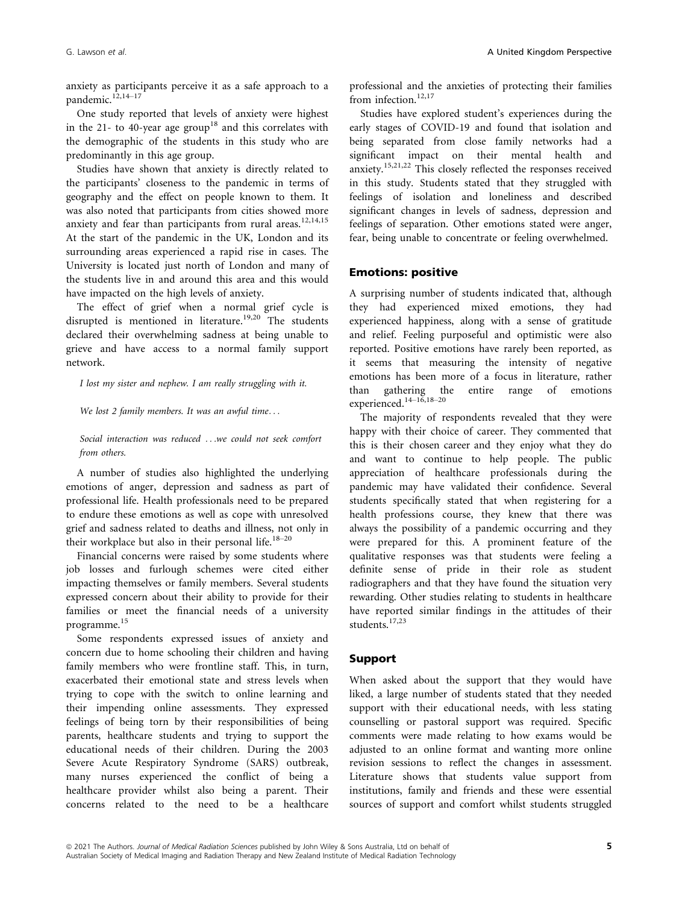anxiety as participants perceive it as a safe approach to a pandemic.[12,14–17]

One study reported that levels of anxiety were highest in the 21- to 40-year age group[18] and this correlates with the demographic of the students in this study who are predominantly in this age group.

Studies have shown that anxiety is directly related to the participants' closeness to the pandemic in terms of geography and the effect on people known to them. It was also noted that participants from cities showed more anxiety and fear than participants from rural areas.[12,14,15] At the start of the pandemic in the UK, London and its surrounding areas experienced a rapid rise in cases. The University is located just north of London and many of the students live in and around this area and this would have impacted on the high levels of anxiety.

The effect of grief when a normal grief cycle is disrupted is mentioned in literature.[19,20] The students declared their overwhelming sadness at being unable to grieve and have access to a normal family support network.

> *I lost my sister and nephew. I am really struggling with it.*

> *We lost 2 family members. It was an awful time…*

> *Social interaction was reduced …we could not seek comfort from others.*

A number of studies also highlighted the underlying emotions of anger, depression and sadness as part of professional life. Health professionals need to be prepared to endure these emotions as well as cope with unresolved grief and sadness related to deaths and illness, not only in their workplace but also in their personal life.[18–20]

Financial concerns were raised by some students where job losses and furlough schemes were cited either impacting themselves or family members. Several students expressed concern about their ability to provide for their families or meet the financial needs of a university programme.[15]

Some respondents expressed issues of anxiety and concern due to home schooling their children and having family members who were frontline staff. This, in turn, exacerbated their emotional state and stress levels when trying to cope with the switch to online learning and their impending online assessments. They expressed feelings of being torn by their responsibilities of being parents, healthcare students and trying to support the educational needs of their children. During the 2003 Severe Acute Respiratory Syndrome (SARS) outbreak, many nurses experienced the conflict of being a healthcare provider whilst also being a parent. Their concerns related to the need to be a healthcare professional and the anxieties of protecting their families from infection.[12,17]

Studies have explored student's experiences during the early stages of COVID-19 and found that isolation and being separated from close family networks had a significant impact on their mental health and anxiety.[15,21,22] This closely reflected the responses received in this study. Students stated that they struggled with feelings of isolation and loneliness and described significant changes in levels of sadness, depression and feelings of separation. Other emotions stated were anger, fear, being unable to concentrate or feeling overwhelmed.

## Emotions: positive

A surprising number of students indicated that, although they had experienced mixed emotions, they had experienced happiness, along with a sense of gratitude and relief. Feeling purposeful and optimistic were also reported. Positive emotions have rarely been reported, as it seems that measuring the intensity of negative emotions has been more of a focus in literature, rather than gathering the entire range of emotions experienced.[14–16,18–20]

The majority of respondents revealed that they were happy with their choice of career. They commented that this is their chosen career and they enjoy what they do and want to continue to help people. The public appreciation of healthcare professionals during the pandemic may have validated their confidence. Several students specifically stated that when registering for a health professions course, they knew that there was always the possibility of a pandemic occurring and they were prepared for this. A prominent feature of the qualitative responses was that students were feeling a definite sense of pride in their role as student radiographers and that they have found the situation very rewarding. Other studies relating to students in healthcare have reported similar findings in the attitudes of their students.[17,23]

## Support

When asked about the support that they would have liked, a large number of students stated that they needed support with their educational needs, with less stating counselling or pastoral support was required. Specific comments were made relating to how exams would be adjusted to an online format and wanting more online revision sessions to reflect the changes in assessment. Literature shows that students value support from institutions, family and friends and these were essential sources of support and comfort whilst students struggled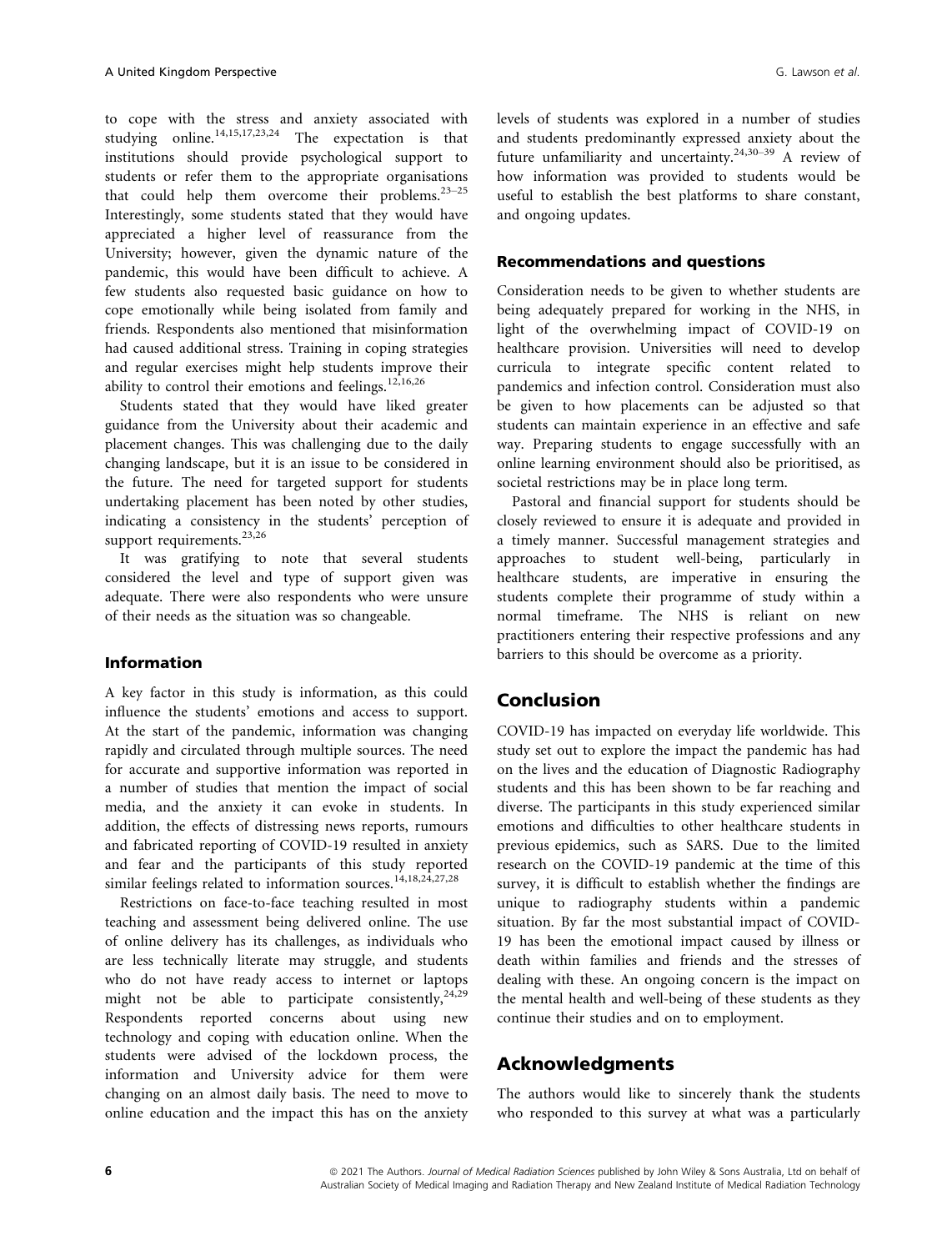to cope with the stress and anxiety associated with studying online.[14,15,17,23,24] The expectation is that institutions should provide psychological support to students or refer them to the appropriate organisations that could help them overcome their problems.[23–25] Interestingly, some students stated that they would have appreciated a higher level of reassurance from the University; however, given the dynamic nature of the pandemic, this would have been difficult to achieve. A few students also requested basic guidance on how to cope emotionally while being isolated from family and friends. Respondents also mentioned that misinformation had caused additional stress. Training in coping strategies and regular exercises might help students improve their ability to control their emotions and feelings.[12,16,26]

Students stated that they would have liked greater guidance from the University about their academic and placement changes. This was challenging due to the daily changing landscape, but it is an issue to be considered in the future. The need for targeted support for students undertaking placement has been noted by other studies, indicating a consistency in the students' perception of support requirements.[23,26]

It was gratifying to note that several students considered the level and type of support given was adequate. There were also respondents who were unsure of their needs as the situation was so changeable.

### Information

A key factor in this study is information, as this could influence the students' emotions and access to support. At the start of the pandemic, information was changing rapidly and circulated through multiple sources. The need for accurate and supportive information was reported in a number of studies that mention the impact of social media, and the anxiety it can evoke in students. In addition, the effects of distressing news reports, rumours and fabricated reporting of COVID-19 resulted in anxiety and fear and the participants of this study reported similar feelings related to information sources.[14,18,24,27,28]

Restrictions on face-to-face teaching resulted in most teaching and assessment being delivered online. The use of online delivery has its challenges, as individuals who are less technically literate may struggle, and students who do not have ready access to internet or laptops might not be able to participate consistently,[24,29] Respondents reported concerns about using new technology and coping with education online. When the students were advised of the lockdown process, the information and University advice for them were changing on an almost daily basis. The need to move to online education and the impact this has on the anxiety levels of students was explored in a number of studies and students predominantly expressed anxiety about the future unfamiliarity and uncertainty.[24,30–39] A review of how information was provided to students would be useful to establish the best platforms to share constant, and ongoing updates.

### Recommendations and questions

Consideration needs to be given to whether students are being adequately prepared for working in the NHS, in light of the overwhelming impact of COVID-19 on healthcare provision. Universities will need to develop curricula to integrate specific content related to pandemics and infection control. Consideration must also be given to how placements can be adjusted so that students can maintain experience in an effective and safe way. Preparing students to engage successfully with an online learning environment should also be prioritised, as societal restrictions may be in place long term.

Pastoral and financial support for students should be closely reviewed to ensure it is adequate and provided in a timely manner. Successful management strategies and approaches to student well-being, particularly in healthcare students, are imperative in ensuring the students complete their programme of study within a normal timeframe. The NHS is reliant on new practitioners entering their respective professions and any barriers to this should be overcome as a priority.

## Conclusion

COVID-19 has impacted on everyday life worldwide. This study set out to explore the impact the pandemic has had on the lives and the education of Diagnostic Radiography students and this has been shown to be far reaching and diverse. The participants in this study experienced similar emotions and difficulties to other healthcare students in previous epidemics, such as SARS. Due to the limited research on the COVID-19 pandemic at the time of this survey, it is difficult to establish whether the findings are unique to radiography students within a pandemic situation. By far the most substantial impact of COVID-19 has been the emotional impact caused by illness or death within families and friends and the stresses of dealing with these. An ongoing concern is the impact on the mental health and well-being of these students as they continue their studies and on to employment.

## Acknowledgments

The authors would like to sincerely thank the students who responded to this survey at what was a particularly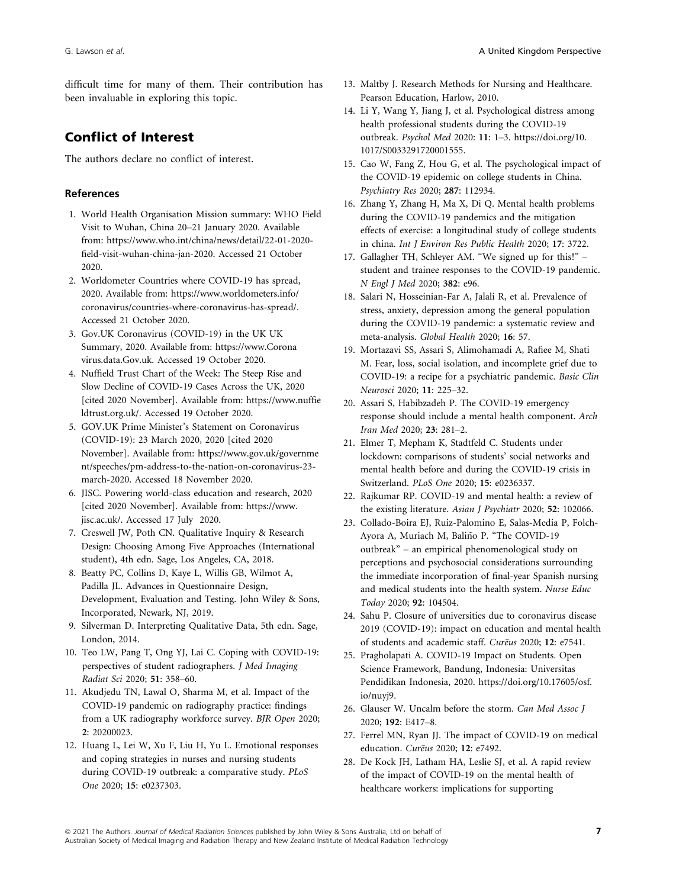difficult time for many of them. Their contribution has been invaluable in exploring this topic.

## Conflict of Interest

The authors declare no conflict of interest.

### References

1. World Health Organisation Mission summary: WHO Field Visit to Wuhan, China 20–21 January 2020. Available from: https://www.who.int/china/news/detail/22-01-2020-field-visit-wuhan-china-jan-2020. Accessed 21 October 2020.
2. Worldometer Countries where COVID-19 has spread, 2020. Available from: https://www.worldometers.info/coronavirus/countries-where-coronavirus-has-spread/. Accessed 21 October 2020.
3. Gov.UK Coronavirus (COVID-19) in the UK UK Summary, 2020. Available from: https://www.Coronavirus.data.Gov.uk. Accessed 19 October 2020.
4. Nuffield Trust Chart of the Week: The Steep Rise and Slow Decline of COVID-19 Cases Across the UK, 2020 [cited 2020 November]. Available from: https://www.nuffieldtrust.org.uk/. Accessed 19 October 2020.
5. GOV.UK Prime Minister's Statement on Coronavirus (COVID-19): 23 March 2020, 2020 [cited 2020 November]. Available from: https://www.gov.uk/government/speeches/pm-address-to-the-nation-on-coronavirus-23-march-2020. Accessed 18 November 2020.
6. JISC. Powering world-class education and research, 2020 [cited 2020 November]. Available from: https://www.jisc.ac.uk/. Accessed 17 July 2020.
7. Creswell JW, Poth CN. Qualitative Inquiry & Research Design: Choosing Among Five Approaches (International student), 4th edn. Sage, Los Angeles, CA, 2018.
8. Beatty PC, Collins D, Kaye L, Willis GB, Wilmot A, Padilla JL. Advances in Questionnaire Design, Development, Evaluation and Testing. John Wiley & Sons, Incorporated, Newark, NJ, 2019.
9. Silverman D. Interpreting Qualitative Data, 5th edn. Sage, London, 2014.
10. Teo LW, Pang T, Ong YJ, Lai C. Coping with COVID-19: perspectives of student radiographers. *J Med Imaging Radiat Sci* 2020; **51**: 358–60.
11. Akudjedu TN, Lawal O, Sharma M, et al. Impact of the COVID-19 pandemic on radiography practice: findings from a UK radiography workforce survey. *BJR Open* 2020; **2**: 20200023.
12. Huang L, Lei W, Xu F, Liu H, Yu L. Emotional responses and coping strategies in nurses and nursing students during COVID-19 outbreak: a comparative study. *PLoS One* 2020; **15**: e0237303.
13. Maltby J. Research Methods for Nursing and Healthcare. Pearson Education, Harlow, 2010.
14. Li Y, Wang Y, Jiang J, et al. Psychological distress among health professional students during the COVID-19 outbreak. *Psychol Med* 2020: **11**: 1–3. https://doi.org/10.1017/S0033291720001555.
15. Cao W, Fang Z, Hou G, et al. The psychological impact of the COVID-19 epidemic on college students in China. *Psychiatry Res* 2020; **287**: 112934.
16. Zhang Y, Zhang H, Ma X, Di Q. Mental health problems during the COVID-19 pandemics and the mitigation effects of exercise: a longitudinal study of college students in china. *Int J Environ Res Public Health* 2020; **17**: 3722.
17. Gallagher TH, Schleyer AM. "We signed up for this!" – student and trainee responses to the COVID-19 pandemic. *N Engl J Med* 2020; **382**: e96.
18. Salari N, Hosseinian-Far A, Jalali R, et al. Prevalence of stress, anxiety, depression among the general population during the COVID-19 pandemic: a systematic review and meta-analysis. *Global Health* 2020; **16**: 57.
19. Mortazavi SS, Assari S, Alimohamadi A, Rafiee M, Shati M. Fear, loss, social isolation, and incomplete grief due to COVID-19: a recipe for a psychiatric pandemic. *Basic Clin Neurosci* 2020; **11**: 225–32.
20. Assari S, Habibzadeh P. The COVID-19 emergency response should include a mental health component. *Arch Iran Med* 2020; **23**: 281–2.
21. Elmer T, Mepham K, Stadtfeld C. Students under lockdown: comparisons of students' social networks and mental health before and during the COVID-19 crisis in Switzerland. *PLoS One* 2020; **15**: e0236337.
22. Rajkumar RP. COVID-19 and mental health: a review of the existing literature. *Asian J Psychiatr* 2020; **52**: 102066.
23. Collado-Boira EJ, Ruiz-Palomino E, Salas-Media P, Folch-Ayora A, Muriach M, Baliño P. "The COVID-19 outbreak" – an empirical phenomenological study on perceptions and psychosocial considerations surrounding the immediate incorporation of final-year Spanish nursing and medical students into the health system. *Nurse Educ Today* 2020; **92**: 104504.
24. Sahu P. Closure of universities due to coronavirus disease 2019 (COVID-19): impact on education and mental health of students and academic staff. *Curēus* 2020; **12**: e7541.
25. Pragholapati A. COVID-19 Impact on Students. Open Science Framework, Bandung, Indonesia: Universitas Pendidikan Indonesia, 2020. https://doi.org/10.17605/osf.io/nuyj9.
26. Glauser W. Uncalm before the storm. *Can Med Assoc J* 2020; **192**: E417–8.
27. Ferrel MN, Ryan JJ. The impact of COVID-19 on medical education. *Curēus* 2020; **12**: e7492.
28. De Kock JH, Latham HA, Leslie SJ, et al. A rapid review of the impact of COVID-19 on the mental health of healthcare workers: implications for supporting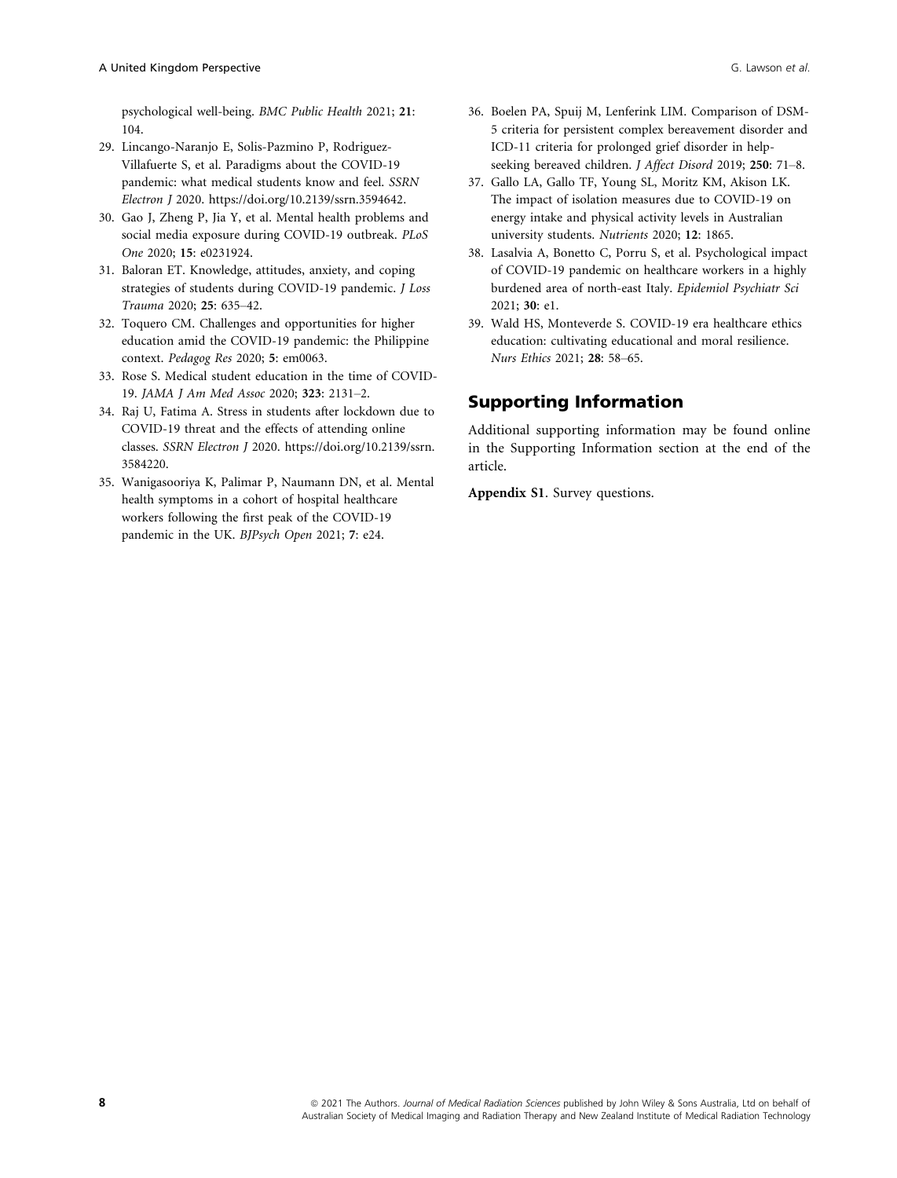psychological well-being. *BMC Public Health* 2021; **21**: 104.

29. Lincango-Naranjo E, Solis-Pazmino P, Rodriguez-Villafuerte S, et al. Paradigms about the COVID-19 pandemic: what medical students know and feel. *SSRN Electron J* 2020. https://doi.org/10.2139/ssrn.3594642.
30. Gao J, Zheng P, Jia Y, et al. Mental health problems and social media exposure during COVID-19 outbreak. *PLoS One* 2020; **15**: e0231924.
31. Baloran ET. Knowledge, attitudes, anxiety, and coping strategies of students during COVID-19 pandemic. *J Loss Trauma* 2020; **25**: 635–42.
32. Toquero CM. Challenges and opportunities for higher education amid the COVID-19 pandemic: the Philippine context. *Pedagog Res* 2020; **5**: em0063.
33. Rose S. Medical student education in the time of COVID-19. *JAMA J Am Med Assoc* 2020; **323**: 2131–2.
34. Raj U, Fatima A. Stress in students after lockdown due to COVID-19 threat and the effects of attending online classes. *SSRN Electron J* 2020. https://doi.org/10.2139/ssrn.3584220.
35. Wanigasooriya K, Palimar P, Naumann DN, et al. Mental health symptoms in a cohort of hospital healthcare workers following the first peak of the COVID-19 pandemic in the UK. *BJPsych Open* 2021; **7**: e24.
36. Boelen PA, Spuij M, Lenferink LIM. Comparison of DSM-5 criteria for persistent complex bereavement disorder and ICD-11 criteria for prolonged grief disorder in help-seeking bereaved children. *J Affect Disord* 2019; **250**: 71–8.
37. Gallo LA, Gallo TF, Young SL, Moritz KM, Akison LK. The impact of isolation measures due to COVID-19 on energy intake and physical activity levels in Australian university students. *Nutrients* 2020; **12**: 1865.
38. Lasalvia A, Bonetto C, Porru S, et al. Psychological impact of COVID-19 pandemic on healthcare workers in a highly burdened area of north-east Italy. *Epidemiol Psychiatr Sci* 2021; **30**: e1.
39. Wald HS, Monteverde S. COVID-19 era healthcare ethics education: cultivating educational and moral resilience. *Nurs Ethics* 2021; **28**: 58–65.

## Supporting Information

Additional supporting information may be found online in the Supporting Information section at the end of the article.

**Appendix S1**. Survey questions.